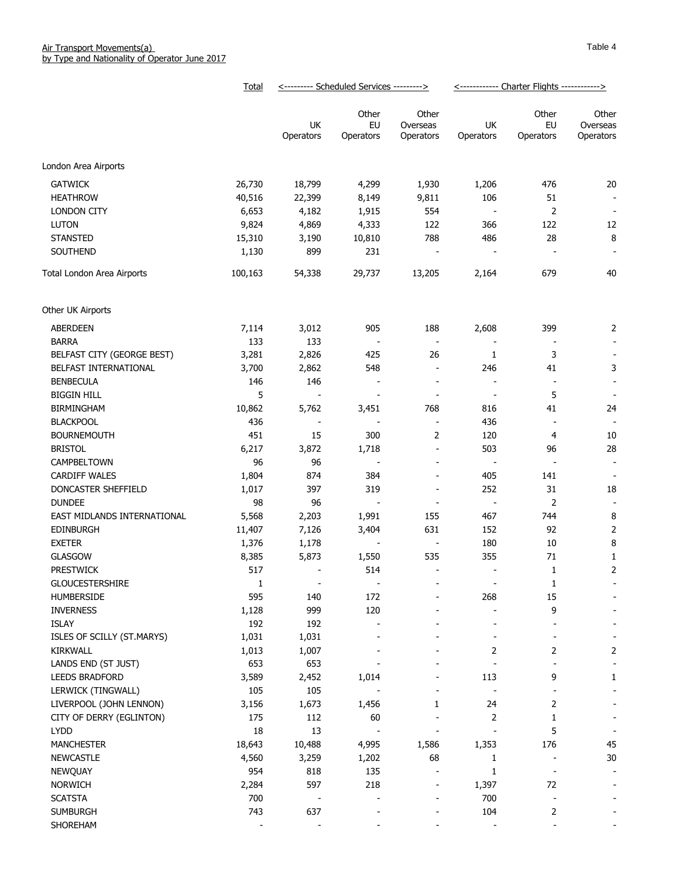Air Transport Movements(a)
by Type and Nationality of Operator June 2017

Table 4

| | Total | Scheduled Services | | | Charter Flights | | |
|---|---|---|---|---|---|---|---|
| | | UK Operators | Other EU Operators | Other Overseas Operators | UK Operators | Other EU Operators | Other Overseas Operators |
| **London Area Airports** | | | | | | | |
| GATWICK | 26,730 | 18,799 | 4,299 | 1,930 | 1,206 | 476 | 20 |
| HEATHROW | 40,516 | 22,399 | 8,149 | 9,811 | 106 | 51 | - |
| LONDON CITY | 6,653 | 4,182 | 1,915 | 554 | - | 2 | - |
| LUTON | 9,824 | 4,869 | 4,333 | 122 | 366 | 122 | 12 |
| STANSTED | 15,310 | 3,190 | 10,810 | 788 | 486 | 28 | 8 |
| SOUTHEND | 1,130 | 899 | 231 | - | - | - | - |
| Total London Area Airports | 100,163 | 54,338 | 29,737 | 13,205 | 2,164 | 679 | 40 |
| **Other UK Airports** | | | | | | | |
| ABERDEEN | 7,114 | 3,012 | 905 | 188 | 2,608 | 399 | 2 |
| BARRA | 133 | 133 | - | - | - | - | - |
| BELFAST CITY (GEORGE BEST) | 3,281 | 2,826 | 425 | 26 | 1 | 3 | - |
| BELFAST INTERNATIONAL | 3,700 | 2,862 | 548 | - | 246 | 41 | 3 |
| BENBECULA | 146 | 146 | - | - | - | - | - |
| BIGGIN HILL | 5 | - | - | - | - | 5 | - |
| BIRMINGHAM | 10,862 | 5,762 | 3,451 | 768 | 816 | 41 | 24 |
| BLACKPOOL | 436 | - | - | - | 436 | - | - |
| BOURNEMOUTH | 451 | 15 | 300 | 2 | 120 | 4 | 10 |
| BRISTOL | 6,217 | 3,872 | 1,718 | - | 503 | 96 | 28 |
| CAMPBELTOWN | 96 | 96 | - | - | - | - | - |
| CARDIFF WALES | 1,804 | 874 | 384 | - | 405 | 141 | - |
| DONCASTER SHEFFIELD | 1,017 | 397 | 319 | - | 252 | 31 | 18 |
| DUNDEE | 98 | 96 | - | - | - | 2 | - |
| EAST MIDLANDS INTERNATIONAL | 5,568 | 2,203 | 1,991 | 155 | 467 | 744 | 8 |
| EDINBURGH | 11,407 | 7,126 | 3,404 | 631 | 152 | 92 | 2 |
| EXETER | 1,376 | 1,178 | - | - | 180 | 10 | 8 |
| GLASGOW | 8,385 | 5,873 | 1,550 | 535 | 355 | 71 | 1 |
| PRESTWICK | 517 | - | 514 | - | - | 1 | 2 |
| GLOUCESTERSHIRE | 1 | - | - | - | - | 1 | - |
| HUMBERSIDE | 595 | 140 | 172 | - | 268 | 15 | - |
| INVERNESS | 1,128 | 999 | 120 | - | - | 9 | - |
| ISLAY | 192 | 192 | - | - | - | - | - |
| ISLES OF SCILLY (ST.MARYS) | 1,031 | 1,031 | - | - | - | - | - |
| KIRKWALL | 1,013 | 1,007 | - | - | 2 | 2 | 2 |
| LANDS END (ST JUST) | 653 | 653 | - | - | - | - | - |
| LEEDS BRADFORD | 3,589 | 2,452 | 1,014 | - | 113 | 9 | 1 |
| LERWICK (TINGWALL) | 105 | 105 | - | - | - | - | - |
| LIVERPOOL (JOHN LENNON) | 3,156 | 1,673 | 1,456 | 1 | 24 | 2 | - |
| CITY OF DERRY (EGLINTON) | 175 | 112 | 60 | - | 2 | 1 | - |
| LYDD | 18 | 13 | - | - | - | 5 | - |
| MANCHESTER | 18,643 | 10,488 | 4,995 | 1,586 | 1,353 | 176 | 45 |
| NEWCASTLE | 4,560 | 3,259 | 1,202 | 68 | 1 | - | 30 |
| NEWQUAY | 954 | 818 | 135 | - | 1 | - | - |
| NORWICH | 2,284 | 597 | 218 | - | 1,397 | 72 | - |
| SCATSTA | 700 | - | - | - | 700 | - | - |
| SUMBURGH | 743 | 637 | - | - | 104 | 2 | - |
| SHOREHAM | - | - | - | - | - | - | - |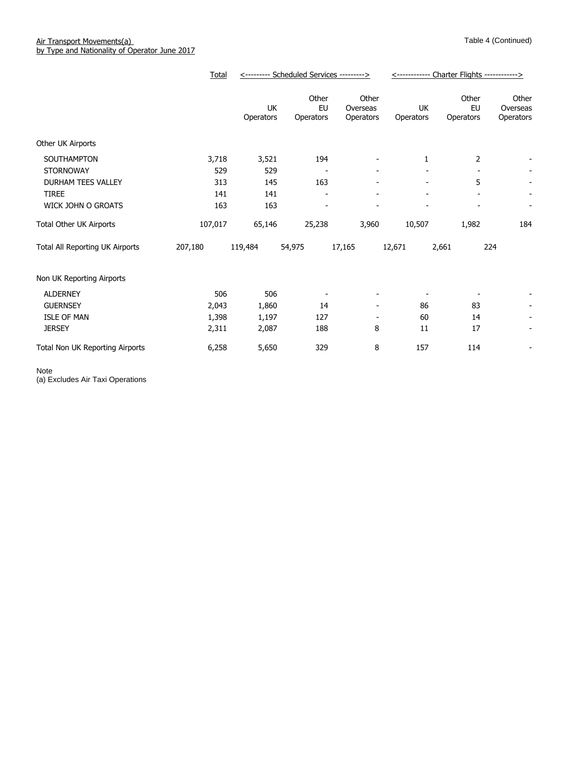Air Transport Movements(a)
by Type and Nationality of Operator June 2017

Table 4 (Continued)

| | Total | Scheduled Services | | | Charter Flights | | |
|---|---|---|---|---|---|---|---|
| | | UK Operators | Other EU Operators | Other Overseas Operators | UK Operators | Other EU Operators | Other Overseas Operators |
| Other UK Airports | | | | | | | |
| SOUTHAMPTON | 3,718 | 3,521 | 194 | - | 1 | 2 | - |
| STORNOWAY | 529 | 529 | - | - | - | - | - |
| DURHAM TEES VALLEY | 313 | 145 | 163 | - | - | 5 | - |
| TIREE | 141 | 141 | - | - | - | - | - |
| WICK JOHN O GROATS | 163 | 163 | - | - | - | - | - |
| Total Other UK Airports | 107,017 | 65,146 | 25,238 | 3,960 | 10,507 | 1,982 | 184 |
| Total All Reporting UK Airports | 207,180 | 119,484 | 54,975 | 17,165 | 12,671 | 2,661 | 224 |
| Non UK Reporting Airports | | | | | | | |
| ALDERNEY | 506 | 506 | - | - | - | - | - |
| GUERNSEY | 2,043 | 1,860 | 14 | - | 86 | 83 | - |
| ISLE OF MAN | 1,398 | 1,197 | 127 | - | 60 | 14 | - |
| JERSEY | 2,311 | 2,087 | 188 | 8 | 11 | 17 | - |
| Total Non UK Reporting Airports | 6,258 | 5,650 | 329 | 8 | 157 | 114 | - |

Note
(a) Excludes Air Taxi Operations